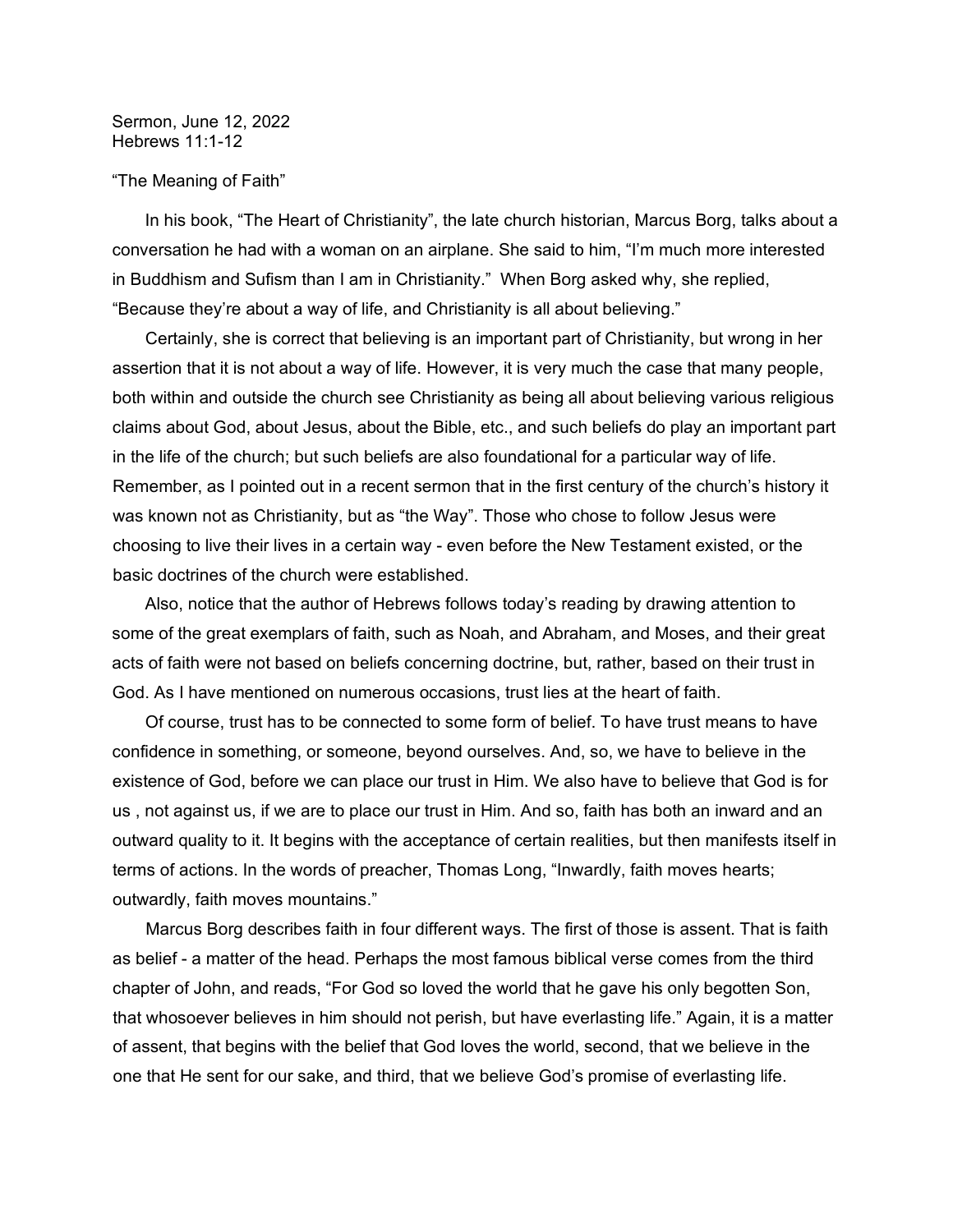Sermon, June 12, 2022
Hebrews 11:1-12

"The Meaning of Faith"

In his book, "The Heart of Christianity", the late church historian, Marcus Borg, talks about a conversation he had with a woman on an airplane. She said to him, "I'm much more interested in Buddhism and Sufism than I am in Christianity." When Borg asked why, she replied, "Because they're about a way of life, and Christianity is all about believing."

Certainly, she is correct that believing is an important part of Christianity, but wrong in her assertion that it is not about a way of life. However, it is very much the case that many people, both within and outside the church see Christianity as being all about believing various religious claims about God, about Jesus, about the Bible, etc., and such beliefs do play an important part in the life of the church; but such beliefs are also foundational for a particular way of life. Remember, as I pointed out in a recent sermon that in the first century of the church's history it was known not as Christianity, but as "the Way". Those who chose to follow Jesus were choosing to live their lives in a certain way - even before the New Testament existed, or the basic doctrines of the church were established.

Also, notice that the author of Hebrews follows today's reading by drawing attention to some of the great exemplars of faith, such as Noah, and Abraham, and Moses, and their great acts of faith were not based on beliefs concerning doctrine, but, rather, based on their trust in God. As I have mentioned on numerous occasions, trust lies at the heart of faith.

Of course, trust has to be connected to some form of belief. To have trust means to have confidence in something, or someone, beyond ourselves. And, so, we have to believe in the existence of God, before we can place our trust in Him. We also have to believe that God is for us , not against us, if we are to place our trust in Him. And so, faith has both an inward and an outward quality to it. It begins with the acceptance of certain realities, but then manifests itself in terms of actions. In the words of preacher, Thomas Long, "Inwardly, faith moves hearts; outwardly, faith moves mountains."

Marcus Borg describes faith in four different ways. The first of those is assent. That is faith as belief - a matter of the head. Perhaps the most famous biblical verse comes from the third chapter of John, and reads, "For God so loved the world that he gave his only begotten Son, that whosoever believes in him should not perish, but have everlasting life." Again, it is a matter of assent, that begins with the belief that God loves the world, second, that we believe in the one that He sent for our sake, and third, that we believe God's promise of everlasting life.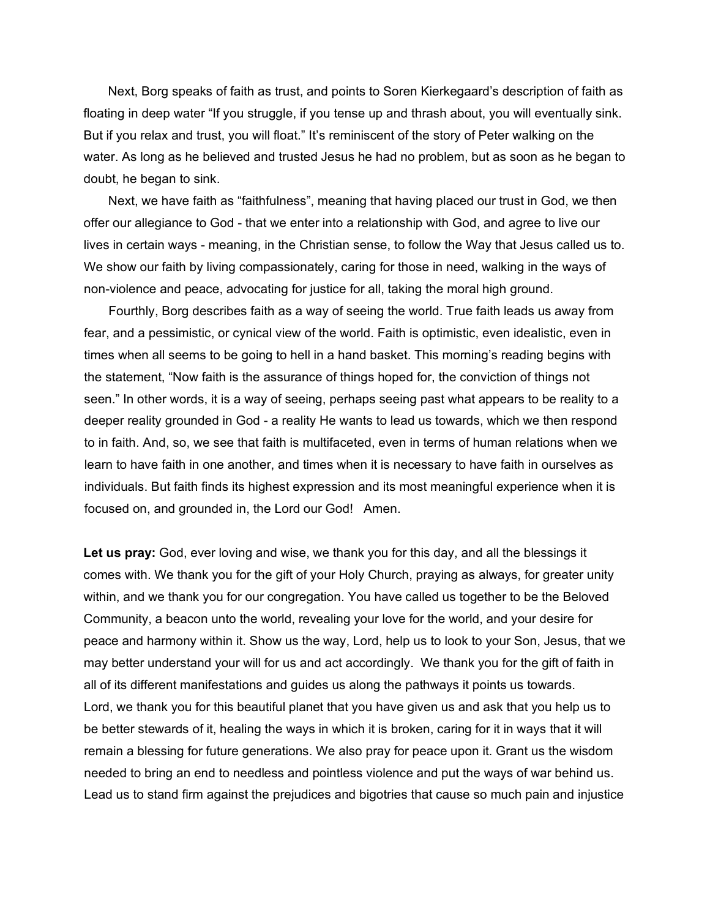Next, Borg speaks of faith as trust, and points to Soren Kierkegaard's description of faith as floating in deep water "If you struggle, if you tense up and thrash about, you will eventually sink. But if you relax and trust, you will float." It's reminiscent of the story of Peter walking on the water. As long as he believed and trusted Jesus he had no problem, but as soon as he began to doubt, he began to sink.

Next, we have faith as "faithfulness", meaning that having placed our trust in God, we then offer our allegiance to God - that we enter into a relationship with God, and agree to live our lives in certain ways - meaning, in the Christian sense, to follow the Way that Jesus called us to. We show our faith by living compassionately, caring for those in need, walking in the ways of non-violence and peace, advocating for justice for all, taking the moral high ground.

Fourthly, Borg describes faith as a way of seeing the world. True faith leads us away from fear, and a pessimistic, or cynical view of the world. Faith is optimistic, even idealistic, even in times when all seems to be going to hell in a hand basket. This morning's reading begins with the statement, "Now faith is the assurance of things hoped for, the conviction of things not seen." In other words, it is a way of seeing, perhaps seeing past what appears to be reality to a deeper reality grounded in God - a reality He wants to lead us towards, which we then respond to in faith. And, so, we see that faith is multifaceted, even in terms of human relations when we learn to have faith in one another, and times when it is necessary to have faith in ourselves as individuals. But faith finds its highest expression and its most meaningful experience when it is focused on, and grounded in, the Lord our God! Amen.

**Let us pray:** God, ever loving and wise, we thank you for this day, and all the blessings it comes with. We thank you for the gift of your Holy Church, praying as always, for greater unity within, and we thank you for our congregation. You have called us together to be the Beloved Community, a beacon unto the world, revealing your love for the world, and your desire for peace and harmony within it. Show us the way, Lord, help us to look to your Son, Jesus, that we may better understand your will for us and act accordingly. We thank you for the gift of faith in all of its different manifestations and guides us along the pathways it points us towards. Lord, we thank you for this beautiful planet that you have given us and ask that you help us to be better stewards of it, healing the ways in which it is broken, caring for it in ways that it will remain a blessing for future generations. We also pray for peace upon it. Grant us the wisdom needed to bring an end to needless and pointless violence and put the ways of war behind us. Lead us to stand firm against the prejudices and bigotries that cause so much pain and injustice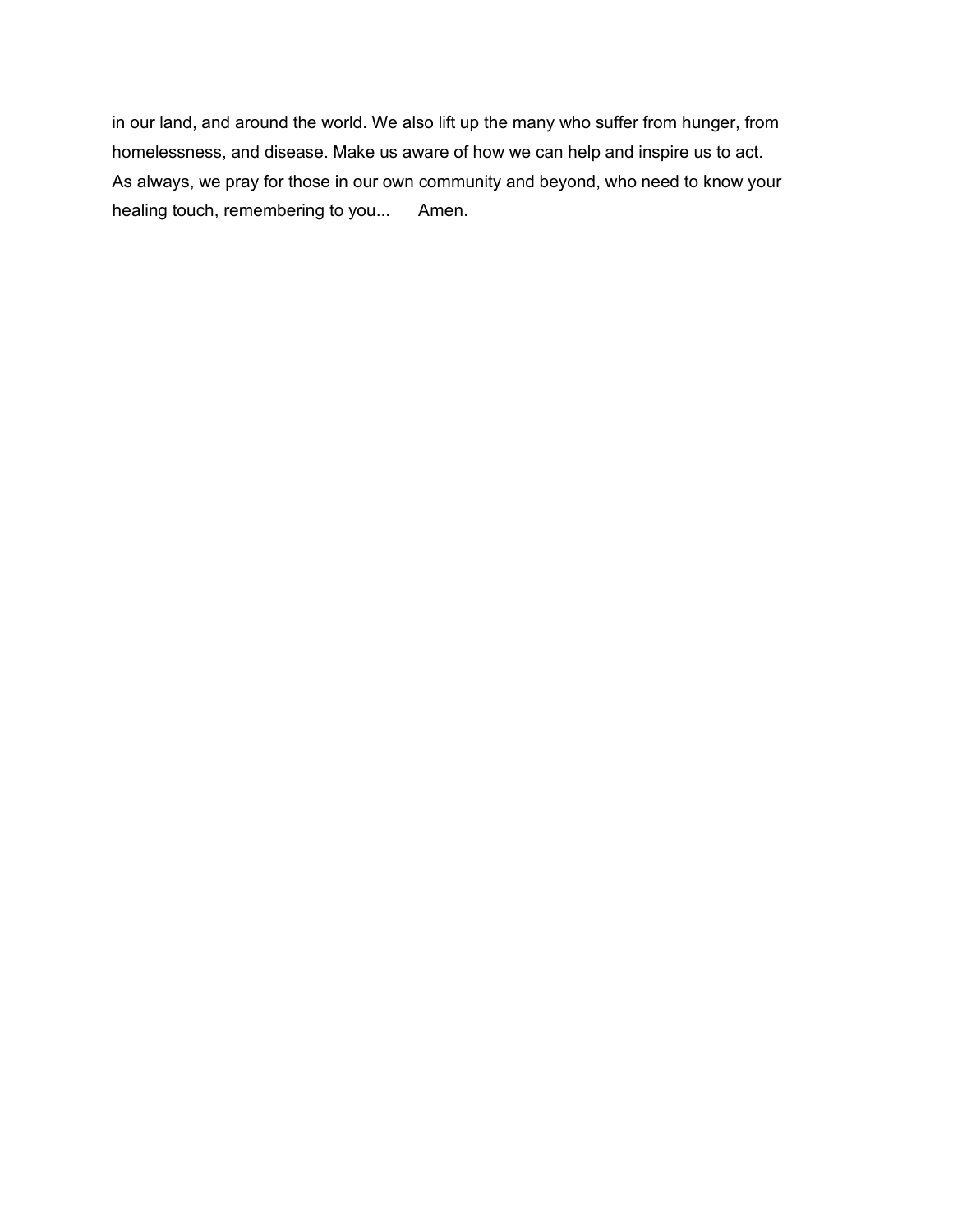in our land, and around the world. We also lift up the many who suffer from hunger, from homelessness, and disease. Make us aware of how we can help and inspire us to act. As always, we pray for those in our own community and beyond, who need to know your healing touch, remembering to you...      Amen.